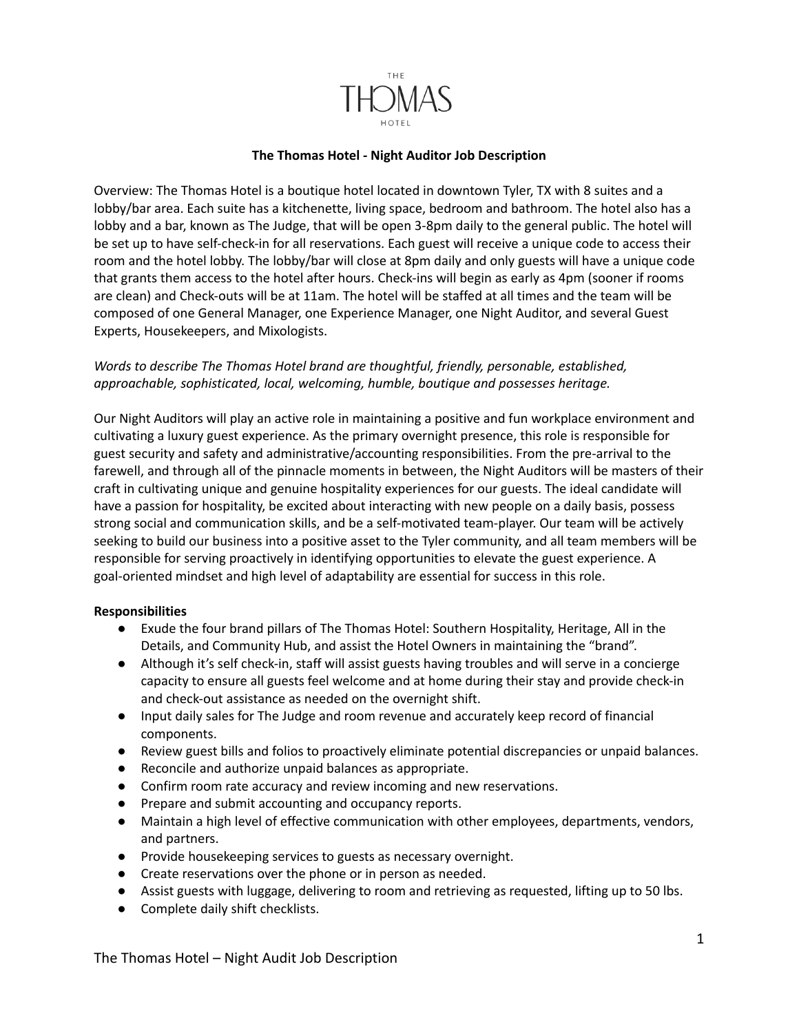THE
THOMAS
HOTEL

# The Thomas Hotel - Night Auditor Job Description

Overview: The Thomas Hotel is a boutique hotel located in downtown Tyler, TX with 8 suites and a lobby/bar area. Each suite has a kitchenette, living space, bedroom and bathroom. The hotel also has a lobby and a bar, known as The Judge, that will be open 3-8pm daily to the general public. The hotel will be set up to have self-check-in for all reservations. Each guest will receive a unique code to access their room and the hotel lobby. The lobby/bar will close at 8pm daily and only guests will have a unique code that grants them access to the hotel after hours. Check-ins will begin as early as 4pm (sooner if rooms are clean) and Check-outs will be at 11am. The hotel will be staffed at all times and the team will be composed of one General Manager, one Experience Manager, one Night Auditor, and several Guest Experts, Housekeepers, and Mixologists.

*Words to describe The Thomas Hotel brand are thoughtful, friendly, personable, established, approachable, sophisticated, local, welcoming, humble, boutique and possesses heritage.*

Our Night Auditors will play an active role in maintaining a positive and fun workplace environment and cultivating a luxury guest experience. As the primary overnight presence, this role is responsible for guest security and safety and administrative/accounting responsibilities. From the pre-arrival to the farewell, and through all of the pinnacle moments in between, the Night Auditors will be masters of their craft in cultivating unique and genuine hospitality experiences for our guests. The ideal candidate will have a passion for hospitality, be excited about interacting with new people on a daily basis, possess strong social and communication skills, and be a self-motivated team-player. Our team will be actively seeking to build our business into a positive asset to the Tyler community, and all team members will be responsible for serving proactively in identifying opportunities to elevate the guest experience. A goal-oriented mindset and high level of adaptability are essential for success in this role.

**Responsibilities**

- Exude the four brand pillars of The Thomas Hotel: Southern Hospitality, Heritage, All in the Details, and Community Hub, and assist the Hotel Owners in maintaining the "brand".
- Although it's self check-in, staff will assist guests having troubles and will serve in a concierge capacity to ensure all guests feel welcome and at home during their stay and provide check-in and check-out assistance as needed on the overnight shift.
- Input daily sales for The Judge and room revenue and accurately keep record of financial components.
- Review guest bills and folios to proactively eliminate potential discrepancies or unpaid balances.
- Reconcile and authorize unpaid balances as appropriate.
- Confirm room rate accuracy and review incoming and new reservations.
- Prepare and submit accounting and occupancy reports.
- Maintain a high level of effective communication with other employees, departments, vendors, and partners.
- Provide housekeeping services to guests as necessary overnight.
- Create reservations over the phone or in person as needed.
- Assist guests with luggage, delivering to room and retrieving as requested, lifting up to 50 lbs.
- Complete daily shift checklists.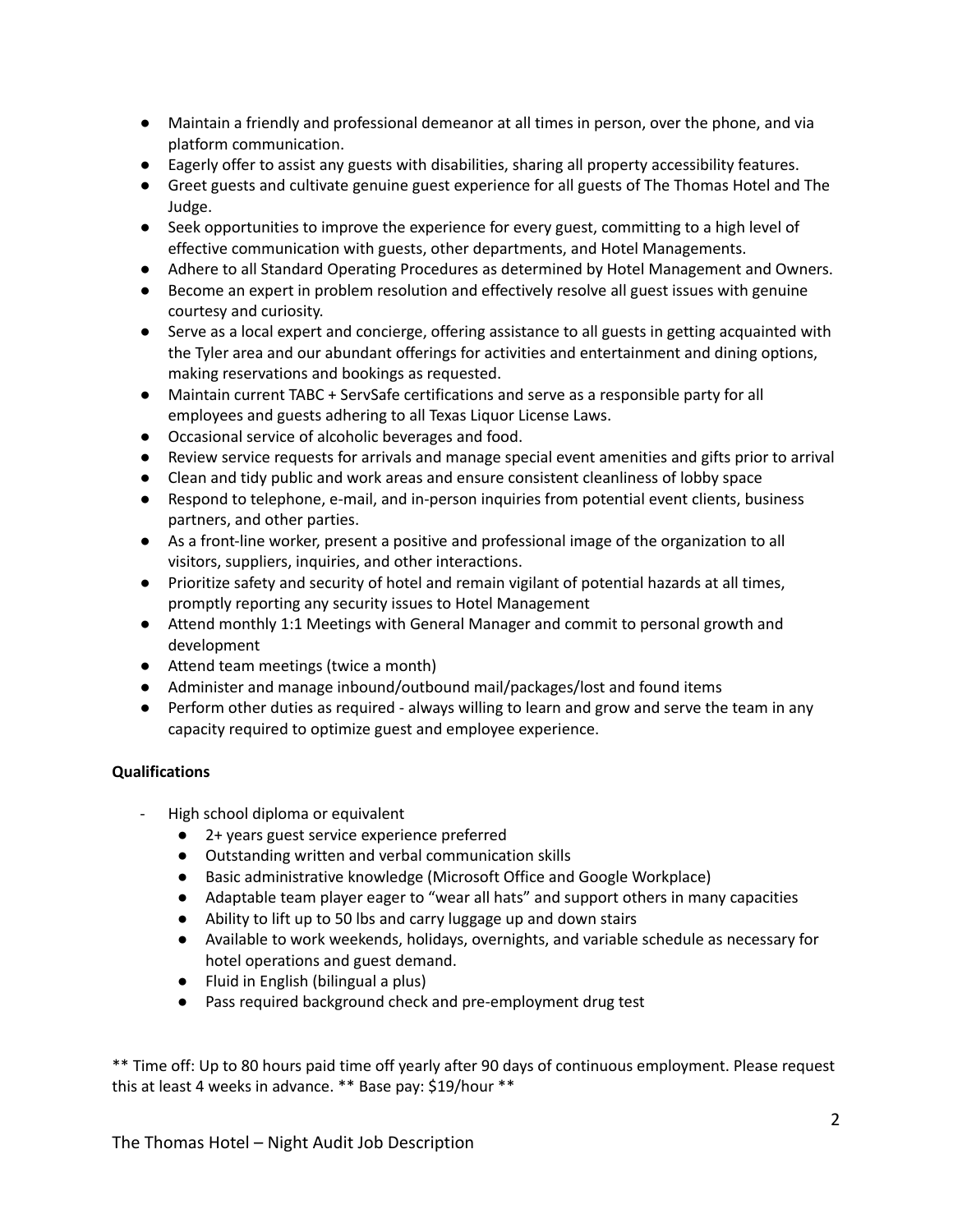- Maintain a friendly and professional demeanor at all times in person, over the phone, and via platform communication.
- Eagerly offer to assist any guests with disabilities, sharing all property accessibility features.
- Greet guests and cultivate genuine guest experience for all guests of The Thomas Hotel and The Judge.
- Seek opportunities to improve the experience for every guest, committing to a high level of effective communication with guests, other departments, and Hotel Managements.
- Adhere to all Standard Operating Procedures as determined by Hotel Management and Owners.
- Become an expert in problem resolution and effectively resolve all guest issues with genuine courtesy and curiosity.
- Serve as a local expert and concierge, offering assistance to all guests in getting acquainted with the Tyler area and our abundant offerings for activities and entertainment and dining options, making reservations and bookings as requested.
- Maintain current TABC + ServSafe certifications and serve as a responsible party for all employees and guests adhering to all Texas Liquor License Laws.
- Occasional service of alcoholic beverages and food.
- Review service requests for arrivals and manage special event amenities and gifts prior to arrival
- Clean and tidy public and work areas and ensure consistent cleanliness of lobby space
- Respond to telephone, e-mail, and in-person inquiries from potential event clients, business partners, and other parties.
- As a front-line worker, present a positive and professional image of the organization to all visitors, suppliers, inquiries, and other interactions.
- Prioritize safety and security of hotel and remain vigilant of potential hazards at all times, promptly reporting any security issues to Hotel Management
- Attend monthly 1:1 Meetings with General Manager and commit to personal growth and development
- Attend team meetings (twice a month)
- Administer and manage inbound/outbound mail/packages/lost and found items
- Perform other duties as required - always willing to learn and grow and serve the team in any capacity required to optimize guest and employee experience.

**Qualifications**

- High school diploma or equivalent
  - 2+ years guest service experience preferred
  - Outstanding written and verbal communication skills
  - Basic administrative knowledge (Microsoft Office and Google Workplace)
  - Adaptable team player eager to "wear all hats" and support others in many capacities
  - Ability to lift up to 50 lbs and carry luggage up and down stairs
  - Available to work weekends, holidays, overnights, and variable schedule as necessary for hotel operations and guest demand.
  - Fluid in English (bilingual a plus)
  - Pass required background check and pre-employment drug test

** Time off: Up to 80 hours paid time off yearly after 90 days of continuous employment. Please request this at least 4 weeks in advance. ** Base pay: $19/hour **